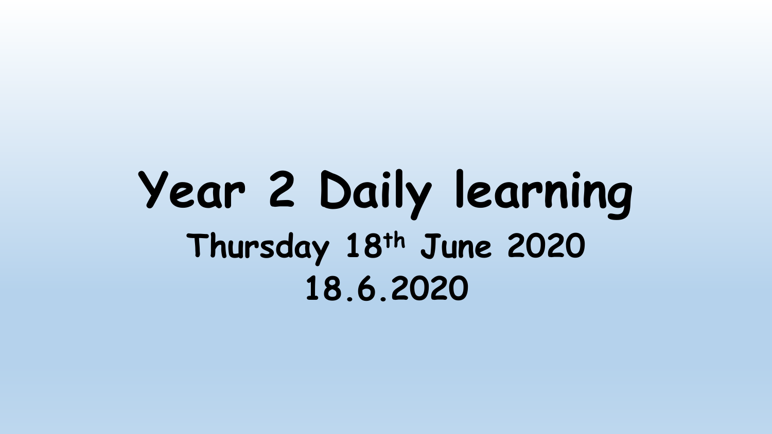# Year 2 Daily learning

## Thursday 18th June 2020

## 18.6.2020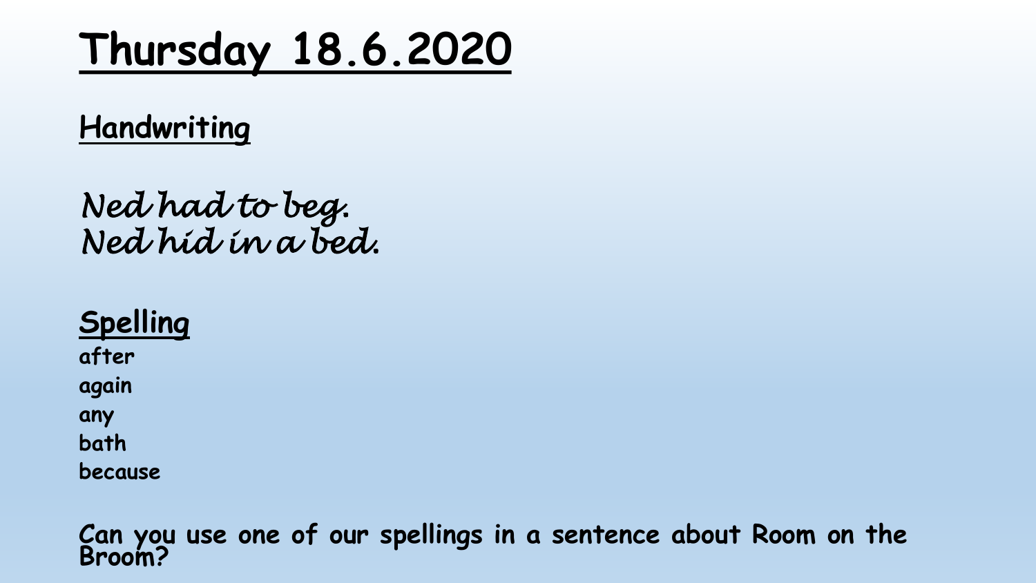# Thursday 18.6.2020

## Handwriting

*Ned had to beg.*
*Ned hid in a bed.*

## Spelling

**after**
**again**
**any**
**bath**
**because**

**Can you use one of our spellings in a sentence about Room on the Broom?**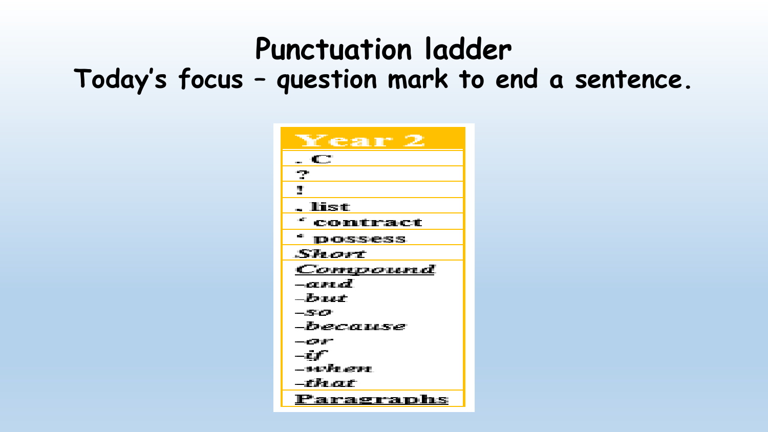# Punctuation ladder

## Today's focus – question mark to end a sentence.

| Year 2 |
| --- |
| . C |
| ? |
| ! |
| , list |
| ' contract |
| ' possess |
| *Short* |
| *Compound*<br>*-and*<br>*-but*<br>*-so*<br>*-because*<br>*-or*<br>*-if*<br>*-when*<br>*-that* |
| Paragraphs |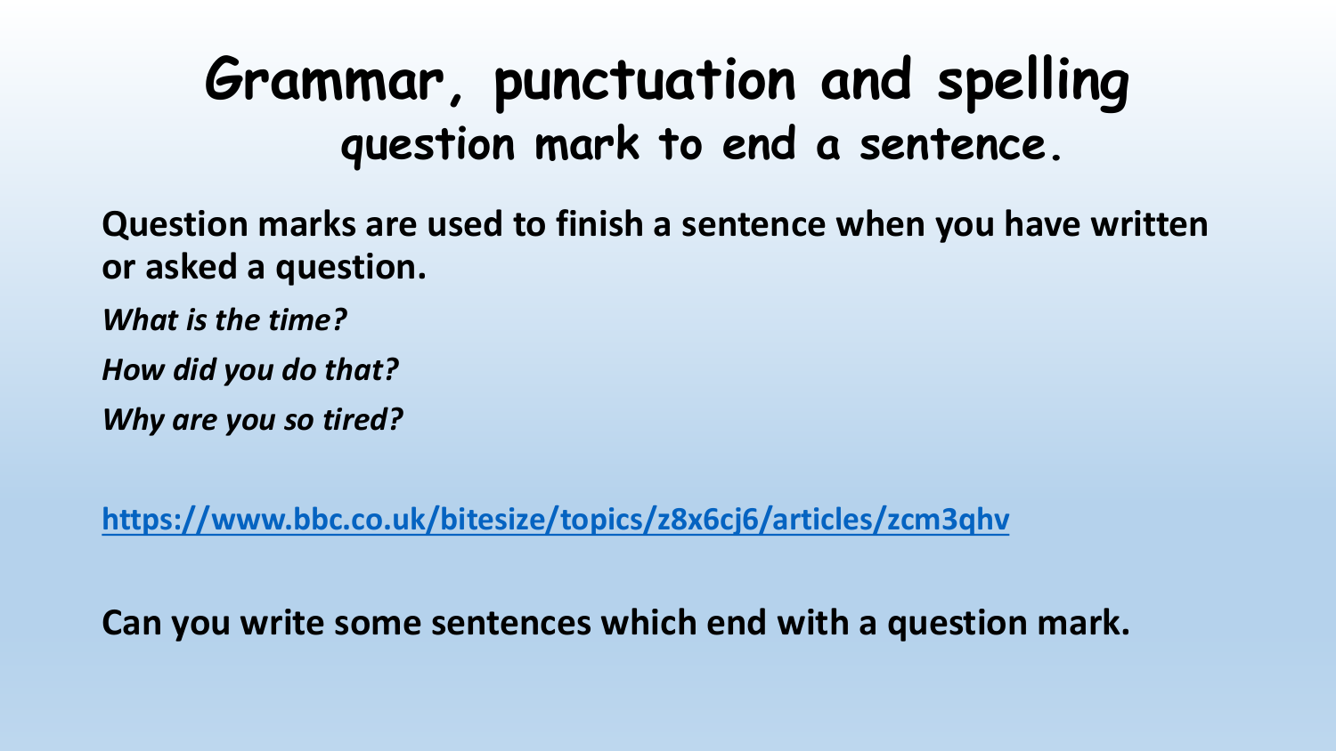# Grammar, punctuation and spelling

## question mark to end a sentence.

**Question marks are used to finish a sentence when you have written or asked a question.**

***What is the time?***

***How did you do that?***

***Why are you so tired?***

**https://www.bbc.co.uk/bitesize/topics/z8x6cj6/articles/zcm3qhv**

**Can you write some sentences which end with a question mark.**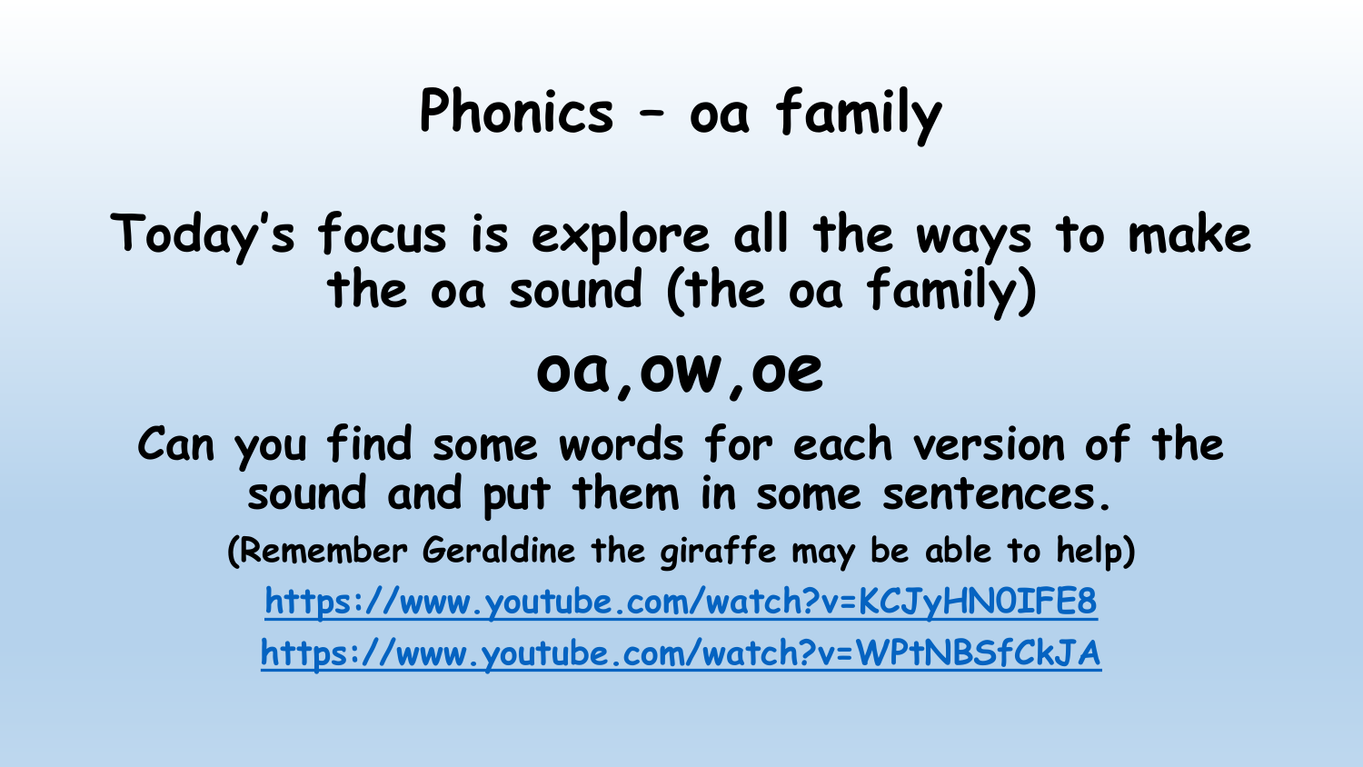# Phonics – oa family

## Today's focus is explore all the ways to make the oa sound (the oa family)

## oa,ow,oe

**Can you find some words for each version of the sound and put them in some sentences.**

**(Remember Geraldine the giraffe may be able to help)**

https://www.youtube.com/watch?v=KCJyHN0IFE8

https://www.youtube.com/watch?v=WPtNBSfCkJA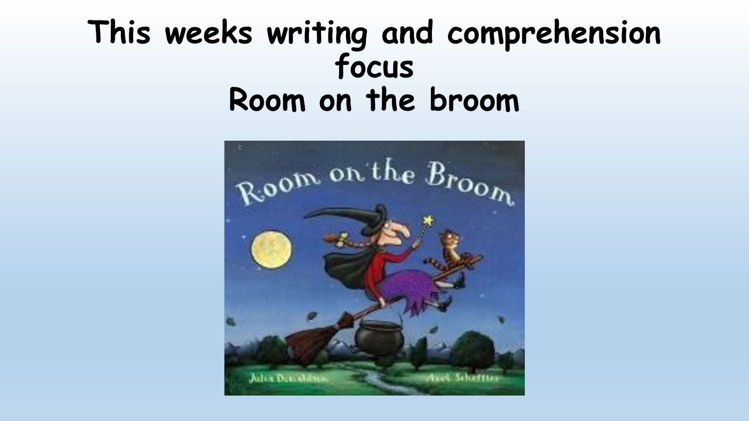# This weeks writing and comprehension focus
# Room on the broom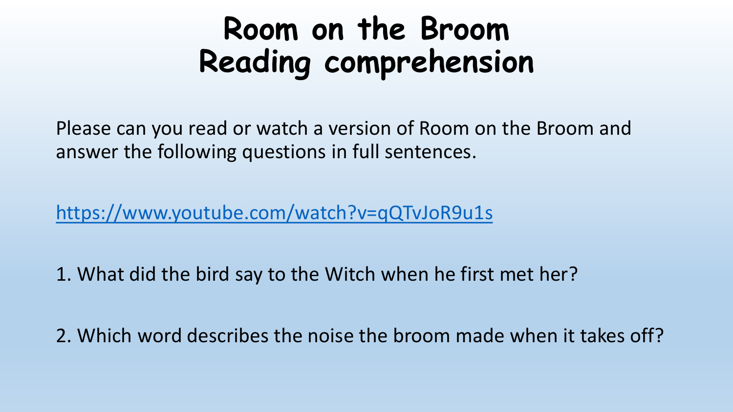# Room on the Broom
# Reading comprehension

Please can you read or watch a version of Room on the Broom and answer the following questions in full sentences.

https://www.youtube.com/watch?v=qQTvJoR9u1s

1. What did the bird say to the Witch when he first met her?

2. Which word describes the noise the broom made when it takes off?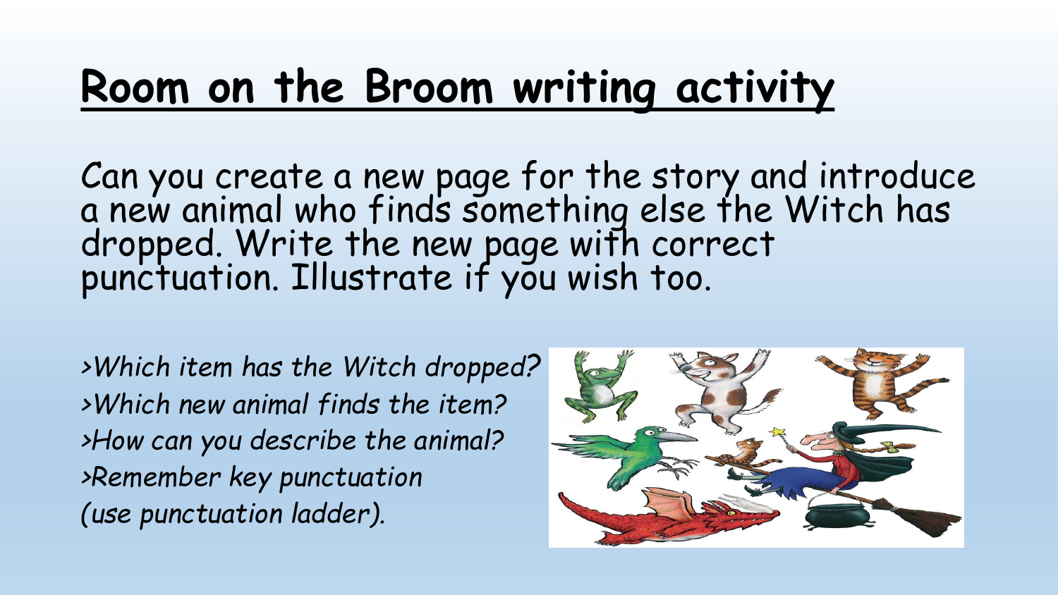# Room on the Broom writing activity

Can you create a new page for the story and introduce a new animal who finds something else the Witch has dropped. Write the new page with correct punctuation. Illustrate if you wish too.

*>Which item has the Witch dropped?*
*>Which new animal finds the item?*
*>How can you describe the animal?*
*>Remember key punctuation (use punctuation ladder).*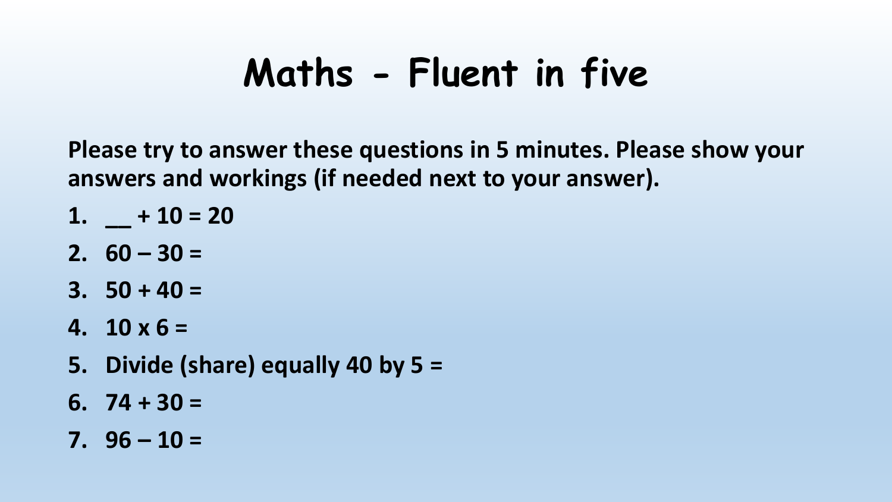# Maths - Fluent in five

**Please try to answer these questions in 5 minutes. Please show your answers and workings (if needed next to your answer).**

1. **__ + 10 = 20**
2. **60 – 30 =**
3. **50 + 40 =**
4. **10 x 6 =**
5. **Divide (share) equally 40 by 5 =**
6. **74 + 30 =**
7. **96 – 10 =**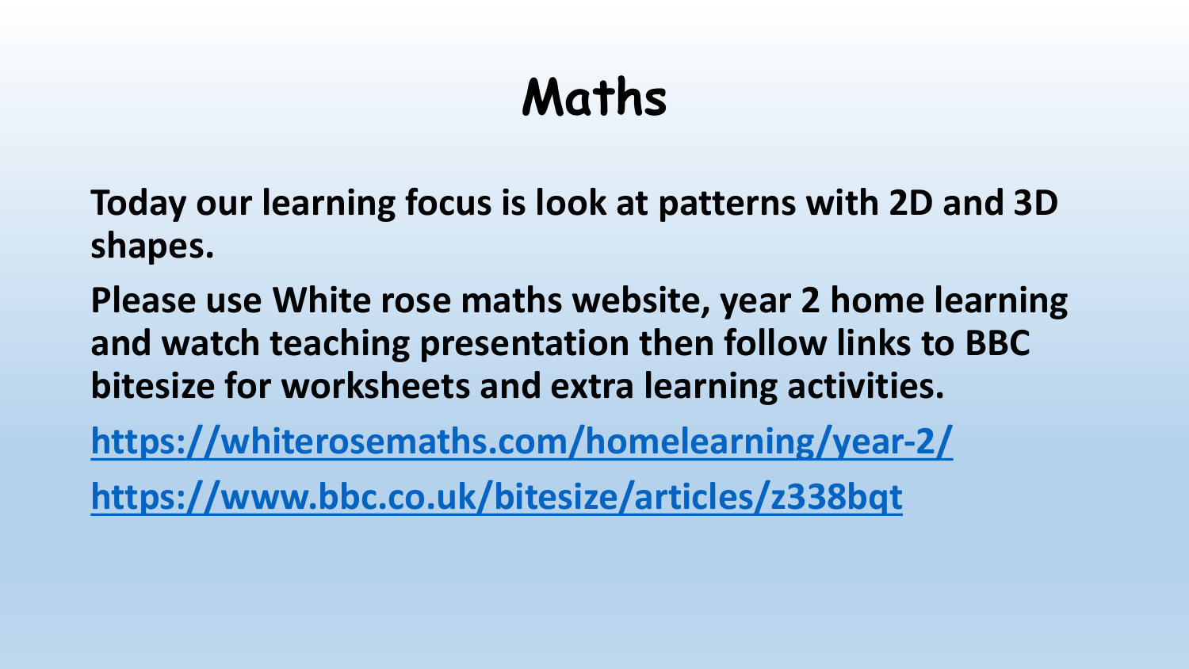# Maths

**Today our learning focus is look at patterns with 2D and 3D shapes.**

**Please use White rose maths website, year 2 home learning and watch teaching presentation then follow links to BBC bitesize for worksheets and extra learning activities.**

**https://whiterosemaths.com/homelearning/year-2/**

**https://www.bbc.co.uk/bitesize/articles/z338bqt**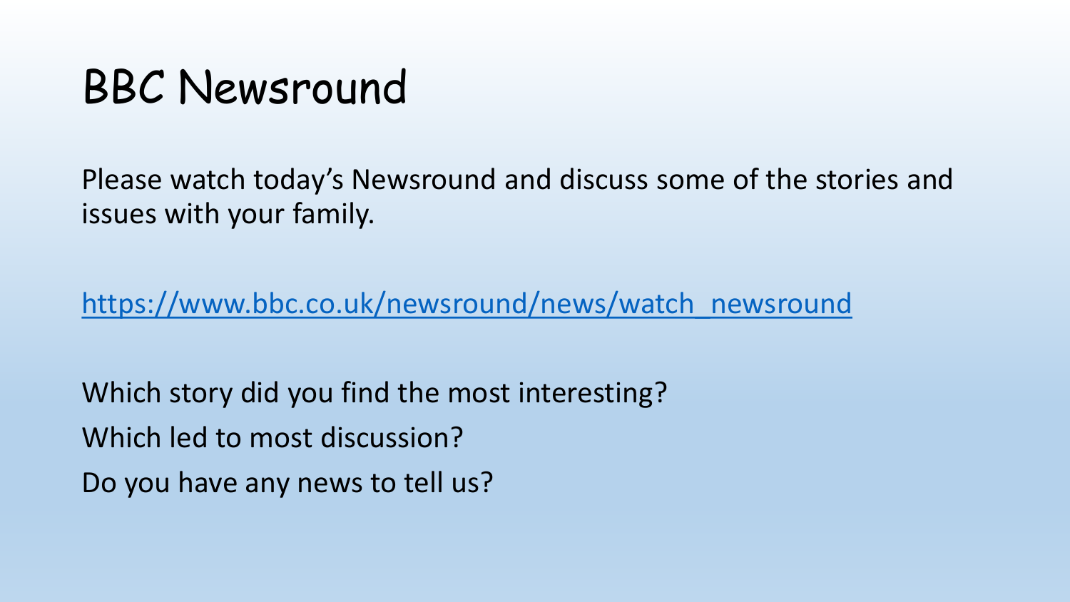# BBC Newsround

Please watch today's Newsround and discuss some of the stories and issues with your family.

[https://www.bbc.co.uk/newsround/news/watch_newsround](https://www.bbc.co.uk/newsround/news/watch_newsround)

Which story did you find the most interesting?

Which led to most discussion?

Do you have any news to tell us?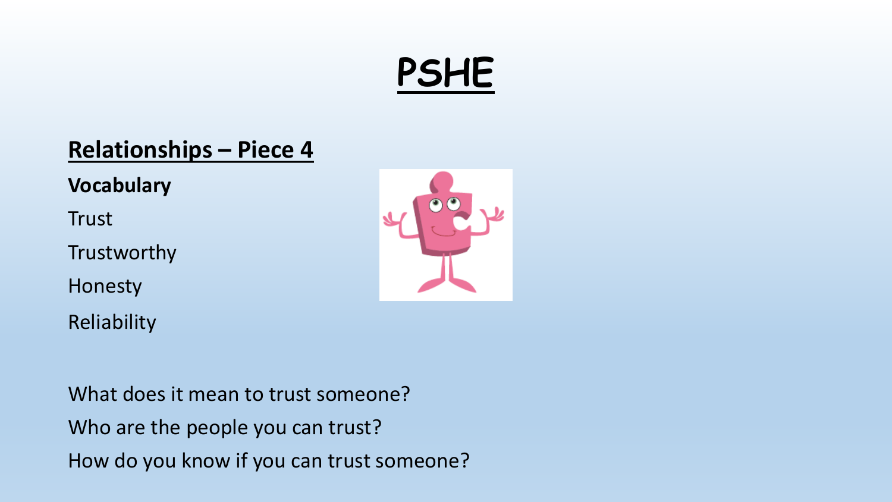# PSHE

## Relationships – Piece 4

**Vocabulary**

Trust

Trustworthy

Honesty

Reliability

What does it mean to trust someone?

Who are the people you can trust?

How do you know if you can trust someone?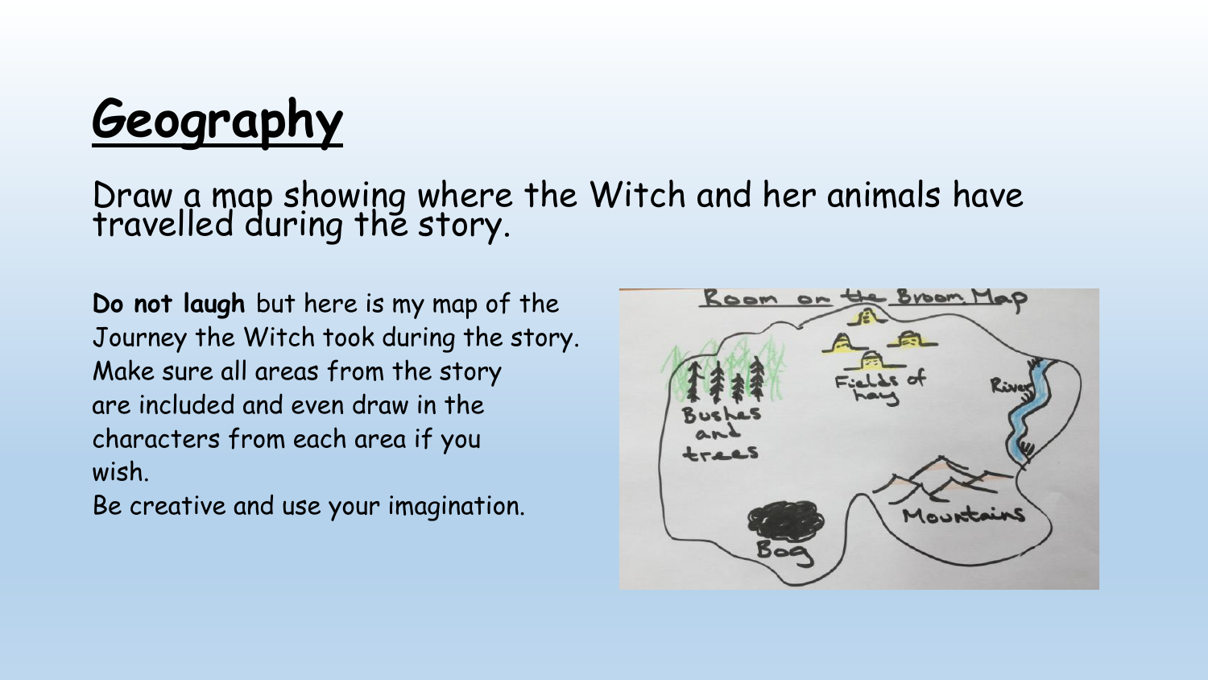# Geography

Draw a map showing where the Witch and her animals have travelled during the story.

**Do not laugh** but here is my map of the Journey the Witch took during the story. Make sure all areas from the story are included and even draw in the characters from each area if you wish.

Be creative and use your imagination.